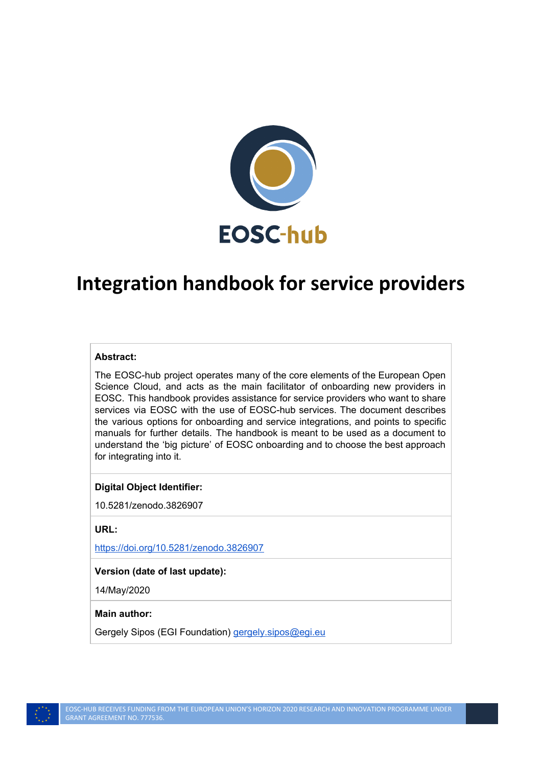EOSC-hub

# Integration handbook for service providers

**Abstract:**

The EOSC-hub project operates many of the core elements of the European Open Science Cloud, and acts as the main facilitator of onboarding new providers in EOSC. This handbook provides assistance for service providers who want to share services via EOSC with the use of EOSC-hub services. The document describes the various options for onboarding and service integrations, and points to specific manuals for further details. The handbook is meant to be used as a document to understand the 'big picture' of EOSC onboarding and to choose the best approach for integrating into it.

**Digital Object Identifier:**

10.5281/zenodo.3826907

**URL:**

https://doi.org/10.5281/zenodo.3826907

**Version (date of last update):**

14/May/2020

**Main author:**

Gergely Sipos (EGI Foundation) gergely.sipos@egi.eu

EOSC-HUB RECEIVES FUNDING FROM THE EUROPEAN UNION'S HORIZON 2020 RESEARCH AND INNOVATION PROGRAMME UNDER GRANT AGREEMENT NO. 777536.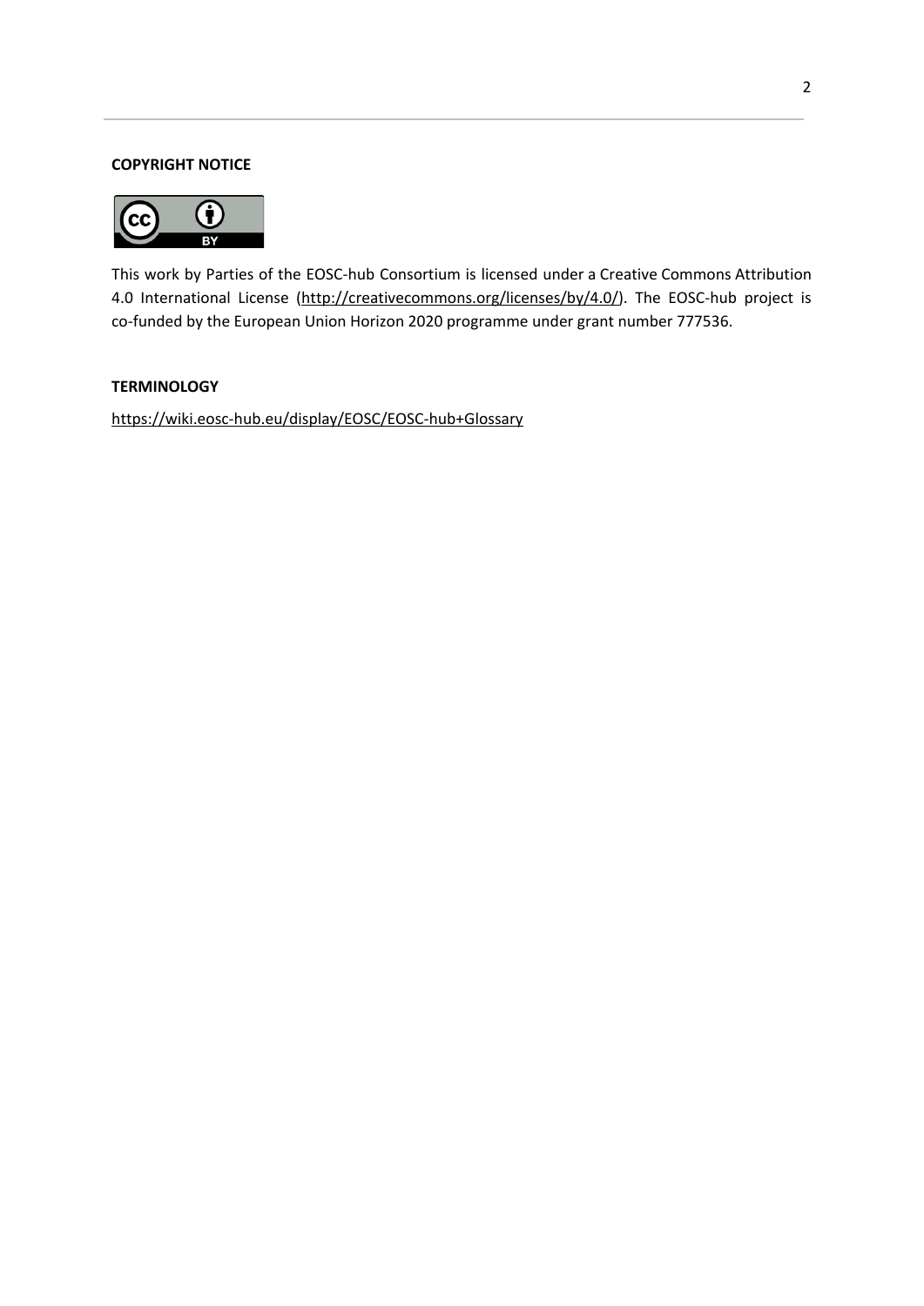**COPYRIGHT NOTICE**

This work by Parties of the EOSC-hub Consortium is licensed under a Creative Commons Attribution 4.0 International License (http://creativecommons.org/licenses/by/4.0/). The EOSC-hub project is co-funded by the European Union Horizon 2020 programme under grant number 777536.

**TERMINOLOGY**

https://wiki.eosc-hub.eu/display/EOSC/EOSC-hub+Glossary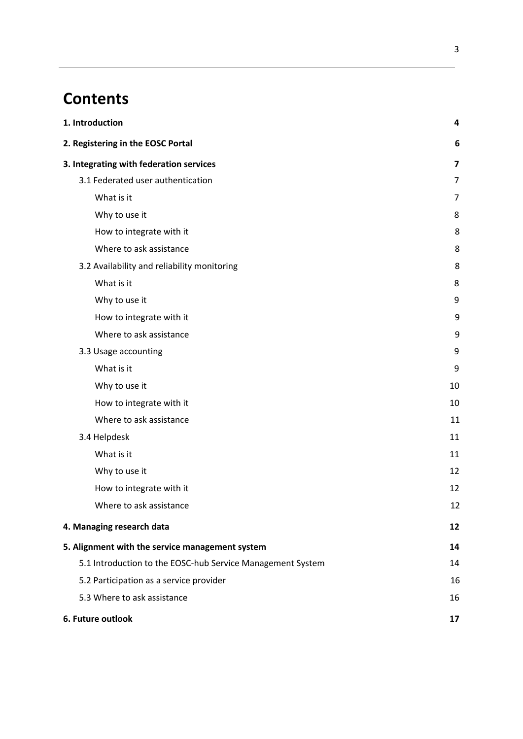# Contents

| | |
|---|---|
| **1. Introduction** | **4** |
| **2. Registering in the EOSC Portal** | **6** |
| **3. Integrating with federation services** | **7** |
| 3.1 Federated user authentication | 7 |
| What is it | 7 |
| Why to use it | 8 |
| How to integrate with it | 8 |
| Where to ask assistance | 8 |
| 3.2 Availability and reliability monitoring | 8 |
| What is it | 8 |
| Why to use it | 9 |
| How to integrate with it | 9 |
| Where to ask assistance | 9 |
| 3.3 Usage accounting | 9 |
| What is it | 9 |
| Why to use it | 10 |
| How to integrate with it | 10 |
| Where to ask assistance | 11 |
| 3.4 Helpdesk | 11 |
| What is it | 11 |
| Why to use it | 12 |
| How to integrate with it | 12 |
| Where to ask assistance | 12 |
| **4. Managing research data** | **12** |
| **5. Alignment with the service management system** | **14** |
| 5.1 Introduction to the EOSC-hub Service Management System | 14 |
| 5.2 Participation as a service provider | 16 |
| 5.3 Where to ask assistance | 16 |
| **6. Future outlook** | **17** |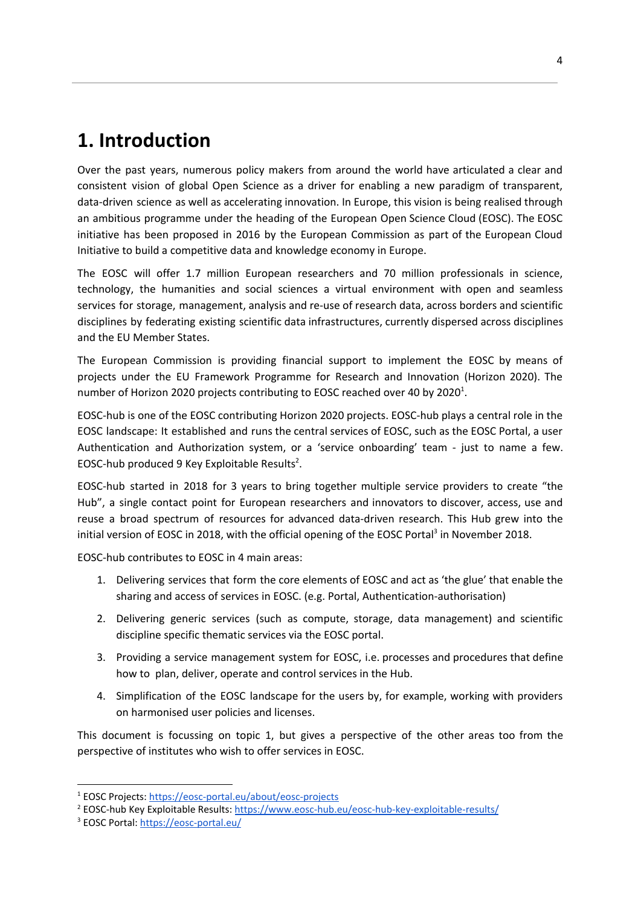# 1. Introduction

Over the past years, numerous policy makers from around the world have articulated a clear and consistent vision of global Open Science as a driver for enabling a new paradigm of transparent, data-driven science as well as accelerating innovation. In Europe, this vision is being realised through an ambitious programme under the heading of the European Open Science Cloud (EOSC). The EOSC initiative has been proposed in 2016 by the European Commission as part of the European Cloud Initiative to build a competitive data and knowledge economy in Europe.

The EOSC will offer 1.7 million European researchers and 70 million professionals in science, technology, the humanities and social sciences a virtual environment with open and seamless services for storage, management, analysis and re-use of research data, across borders and scientific disciplines by federating existing scientific data infrastructures, currently dispersed across disciplines and the EU Member States.

The European Commission is providing financial support to implement the EOSC by means of projects under the EU Framework Programme for Research and Innovation (Horizon 2020). The number of Horizon 2020 projects contributing to EOSC reached over 40 by 2020[1].

EOSC-hub is one of the EOSC contributing Horizon 2020 projects. EOSC-hub plays a central role in the EOSC landscape: It established and runs the central services of EOSC, such as the EOSC Portal, a user Authentication and Authorization system, or a 'service onboarding' team - just to name a few. EOSC-hub produced 9 Key Exploitable Results[2].

EOSC-hub started in 2018 for 3 years to bring together multiple service providers to create "the Hub", a single contact point for European researchers and innovators to discover, access, use and reuse a broad spectrum of resources for advanced data-driven research. This Hub grew into the initial version of EOSC in 2018, with the official opening of the EOSC Portal[3] in November 2018.

EOSC-hub contributes to EOSC in 4 main areas:

1. Delivering services that form the core elements of EOSC and act as 'the glue' that enable the sharing and access of services in EOSC. (e.g. Portal, Authentication-authorisation)
2. Delivering generic services (such as compute, storage, data management) and scientific discipline specific thematic services via the EOSC portal.
3. Providing a service management system for EOSC, i.e. processes and procedures that define how to plan, deliver, operate and control services in the Hub.
4. Simplification of the EOSC landscape for the users by, for example, working with providers on harmonised user policies and licenses.

This document is focussing on topic 1, but gives a perspective of the other areas too from the perspective of institutes who wish to offer services in EOSC.

---

[1] EOSC Projects: https://eosc-portal.eu/about/eosc-projects

[2] EOSC-hub Key Exploitable Results: https://www.eosc-hub.eu/eosc-hub-key-exploitable-results/

[3] EOSC Portal: https://eosc-portal.eu/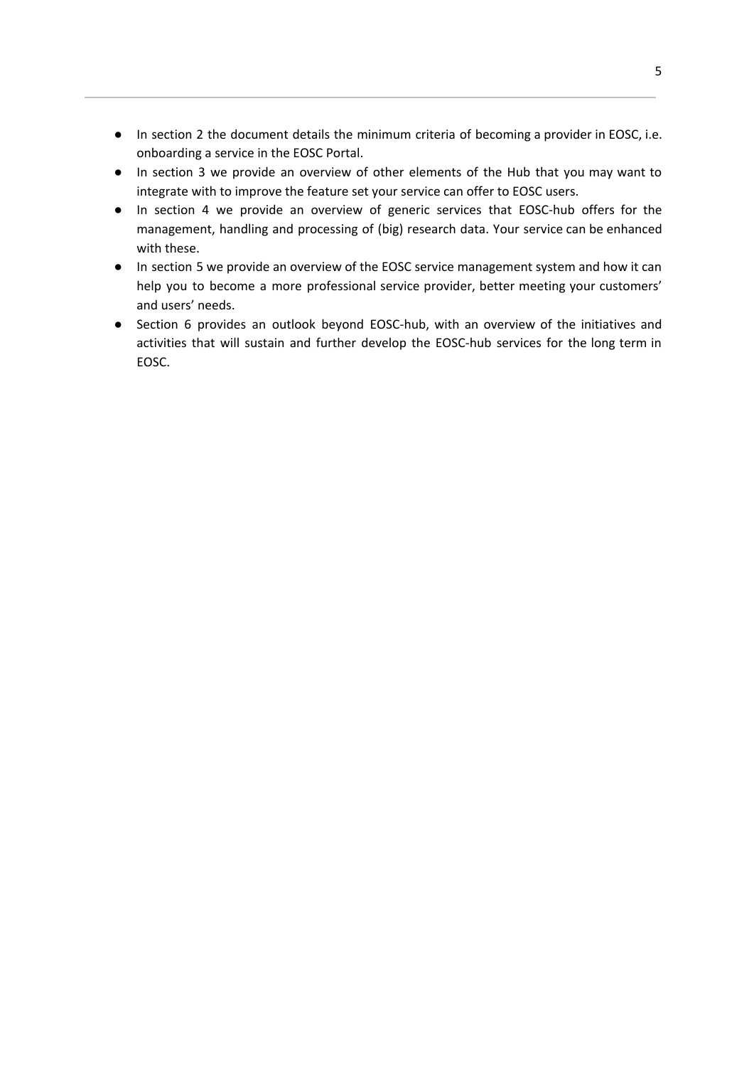- In section 2 the document details the minimum criteria of becoming a provider in EOSC, i.e. onboarding a service in the EOSC Portal.
- In section 3 we provide an overview of other elements of the Hub that you may want to integrate with to improve the feature set your service can offer to EOSC users.
- In section 4 we provide an overview of generic services that EOSC-hub offers for the management, handling and processing of (big) research data. Your service can be enhanced with these.
- In section 5 we provide an overview of the EOSC service management system and how it can help you to become a more professional service provider, better meeting your customers' and users' needs.
- Section 6 provides an outlook beyond EOSC-hub, with an overview of the initiatives and activities that will sustain and further develop the EOSC-hub services for the long term in EOSC.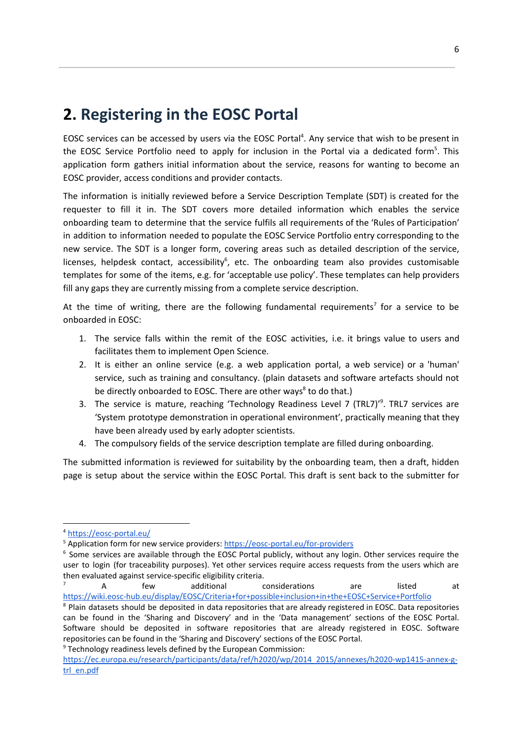# 2. Registering in the EOSC Portal

EOSC services can be accessed by users via the EOSC Portal[4]. Any service that wish to be present in the EOSC Service Portfolio need to apply for inclusion in the Portal via a dedicated form[5]. This application form gathers initial information about the service, reasons for wanting to become an EOSC provider, access conditions and provider contacts.

The information is initially reviewed before a Service Description Template (SDT) is created for the requester to fill it in. The SDT covers more detailed information which enables the service onboarding team to determine that the service fulfils all requirements of the 'Rules of Participation' in addition to information needed to populate the EOSC Service Portfolio entry corresponding to the new service. The SDT is a longer form, covering areas such as detailed description of the service, licenses, helpdesk contact, accessibility[6], etc. The onboarding team also provides customisable templates for some of the items, e.g. for 'acceptable use policy'. These templates can help providers fill any gaps they are currently missing from a complete service description.

At the time of writing, there are the following fundamental requirements[7] for a service to be onboarded in EOSC:

1. The service falls within the remit of the EOSC activities, i.e. it brings value to users and facilitates them to implement Open Science.
2. It is either an online service (e.g. a web application portal, a web service) or a 'human' service, such as training and consultancy. (plain datasets and software artefacts should not be directly onboarded to EOSC. There are other ways[8] to do that.)
3. The service is mature, reaching 'Technology Readiness Level 7 (TRL7)'[9]. TRL7 services are 'System prototype demonstration in operational environment', practically meaning that they have been already used by early adopter scientists.
4. The compulsory fields of the service description template are filled during onboarding.

The submitted information is reviewed for suitability by the onboarding team, then a draft, hidden page is setup about the service within the EOSC Portal. This draft is sent back to the submitter for

---

[4] https://eosc-portal.eu/

[5] Application form for new service providers: https://eosc-portal.eu/for-providers

[6] Some services are available through the EOSC Portal publicly, without any login. Other services require the user to login (for traceability purposes). Yet other services require access requests from the users which are then evaluated against service-specific eligibility criteria.

[7] A few additional considerations are listed at https://wiki.eosc-hub.eu/display/EOSC/Criteria+for+possible+inclusion+in+the+EOSC+Service+Portfolio

[8] Plain datasets should be deposited in data repositories that are already registered in EOSC. Data repositories can be found in the 'Sharing and Discovery' and in the 'Data management' sections of the EOSC Portal. Software should be deposited in software repositories that are already registered in EOSC. Software repositories can be found in the 'Sharing and Discovery' sections of the EOSC Portal.

[9] Technology readiness levels defined by the European Commission: https://ec.europa.eu/research/participants/data/ref/h2020/wp/2014_2015/annexes/h2020-wp1415-annex-g-trl_en.pdf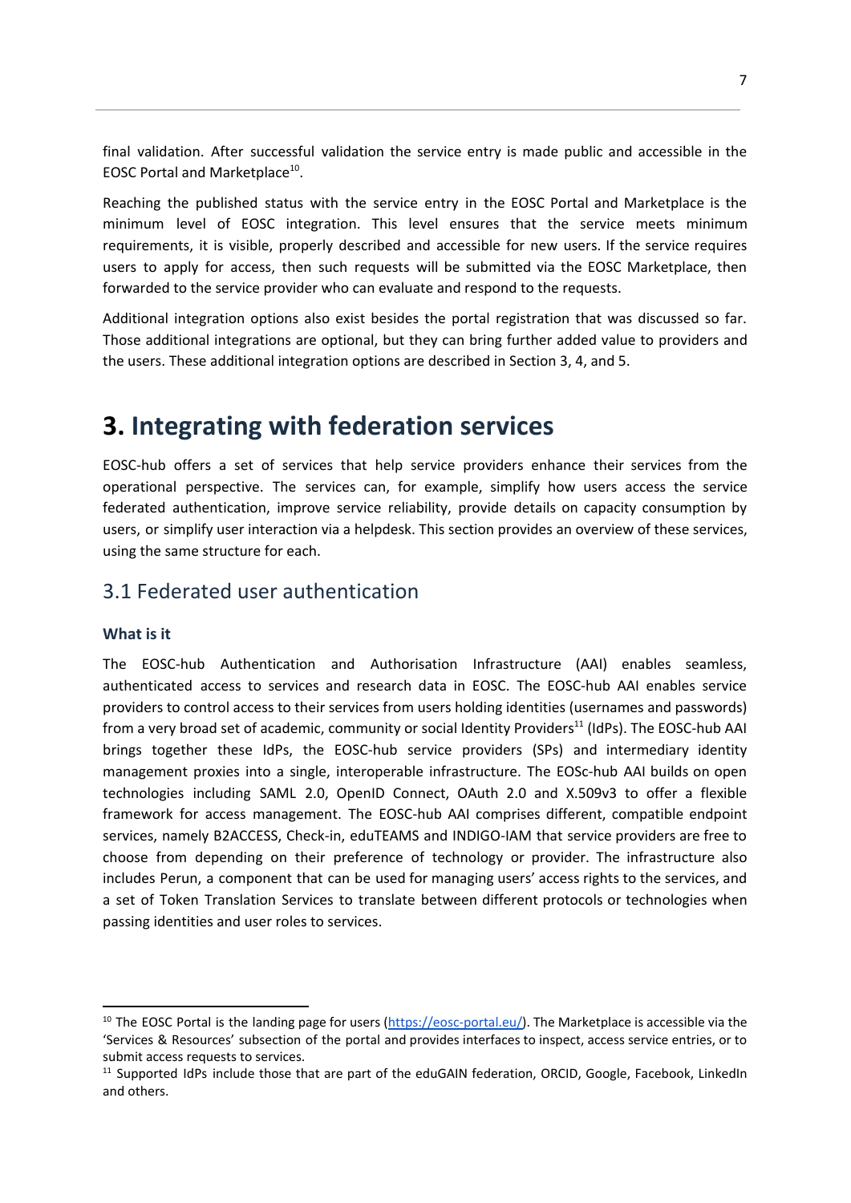final validation. After successful validation the service entry is made public and accessible in the EOSC Portal and Marketplace[10].

Reaching the published status with the service entry in the EOSC Portal and Marketplace is the minimum level of EOSC integration. This level ensures that the service meets minimum requirements, it is visible, properly described and accessible for new users. If the service requires users to apply for access, then such requests will be submitted via the EOSC Marketplace, then forwarded to the service provider who can evaluate and respond to the requests.

Additional integration options also exist besides the portal registration that was discussed so far. Those additional integrations are optional, but they can bring further added value to providers and the users. These additional integration options are described in Section 3, 4, and 5.

# 3. Integrating with federation services

EOSC-hub offers a set of services that help service providers enhance their services from the operational perspective. The services can, for example, simplify how users access the service federated authentication, improve service reliability, provide details on capacity consumption by users, or simplify user interaction via a helpdesk. This section provides an overview of these services, using the same structure for each.

## 3.1 Federated user authentication

**What is it**

The EOSC-hub Authentication and Authorisation Infrastructure (AAI) enables seamless, authenticated access to services and research data in EOSC. The EOSC-hub AAI enables service providers to control access to their services from users holding identities (usernames and passwords) from a very broad set of academic, community or social Identity Providers[11] (IdPs). The EOSC-hub AAI brings together these IdPs, the EOSC-hub service providers (SPs) and intermediary identity management proxies into a single, interoperable infrastructure. The EOSc-hub AAI builds on open technologies including SAML 2.0, OpenID Connect, OAuth 2.0 and X.509v3 to offer a flexible framework for access management. The EOSC-hub AAI comprises different, compatible endpoint services, namely B2ACCESS, Check-in, eduTEAMS and INDIGO-IAM that service providers are free to choose from depending on their preference of technology or provider. The infrastructure also includes Perun, a component that can be used for managing users' access rights to the services, and a set of Token Translation Services to translate between different protocols or technologies when passing identities and user roles to services.

---

[10] The EOSC Portal is the landing page for users (https://eosc-portal.eu/). The Marketplace is accessible via the 'Services & Resources' subsection of the portal and provides interfaces to inspect, access service entries, or to submit access requests to services.

[11] Supported IdPs include those that are part of the eduGAIN federation, ORCID, Google, Facebook, LinkedIn and others.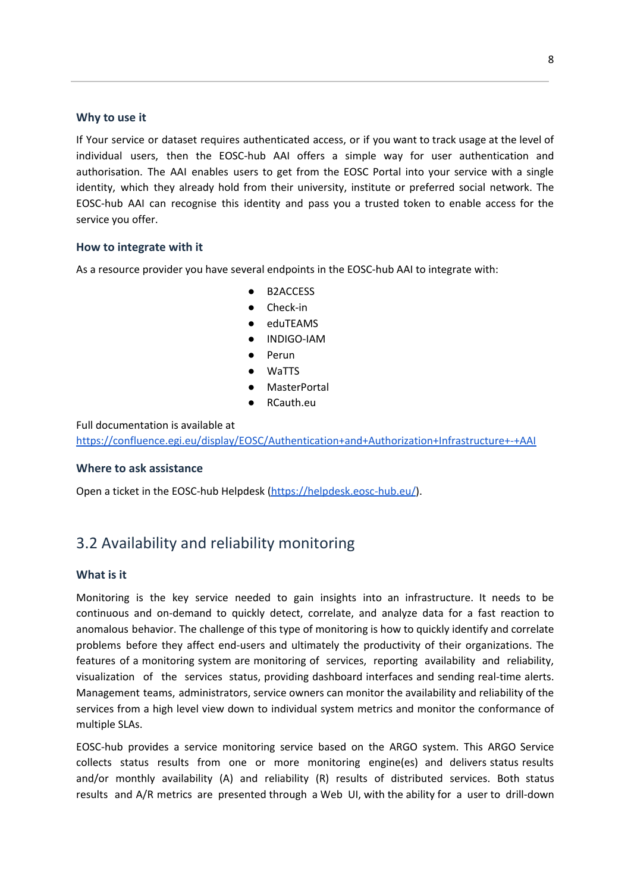### Why to use it

If Your service or dataset requires authenticated access, or if you want to track usage at the level of individual users, then the EOSC-hub AAI offers a simple way for user authentication and authorisation. The AAI enables users to get from the EOSC Portal into your service with a single identity, which they already hold from their university, institute or preferred social network. The EOSC-hub AAI can recognise this identity and pass you a trusted token to enable access for the service you offer.

### How to integrate with it

As a resource provider you have several endpoints in the EOSC-hub AAI to integrate with:

- B2ACCESS
- Check-in
- eduTEAMS
- INDIGO-IAM
- Perun
- WaTTS
- MasterPortal
- RCauth.eu

Full documentation is available at https://confluence.egi.eu/display/EOSC/Authentication+and+Authorization+Infrastructure+-+AAI

### Where to ask assistance

Open a ticket in the EOSC-hub Helpdesk (https://helpdesk.eosc-hub.eu/).

## 3.2 Availability and reliability monitoring

### What is it

Monitoring is the key service needed to gain insights into an infrastructure. It needs to be continuous and on-demand to quickly detect, correlate, and analyze data for a fast reaction to anomalous behavior. The challenge of this type of monitoring is how to quickly identify and correlate problems before they affect end-users and ultimately the productivity of their organizations. The features of a monitoring system are monitoring of services, reporting availability and reliability, visualization of the services status, providing dashboard interfaces and sending real-time alerts. Management teams, administrators, service owners can monitor the availability and reliability of the services from a high level view down to individual system metrics and monitor the conformance of multiple SLAs.

EOSC-hub provides a service monitoring service based on the ARGO system. This ARGO Service collects status results from one or more monitoring engine(es) and delivers status results and/or monthly availability (A) and reliability (R) results of distributed services. Both status results and A/R metrics are presented through a Web UI, with the ability for a user to drill-down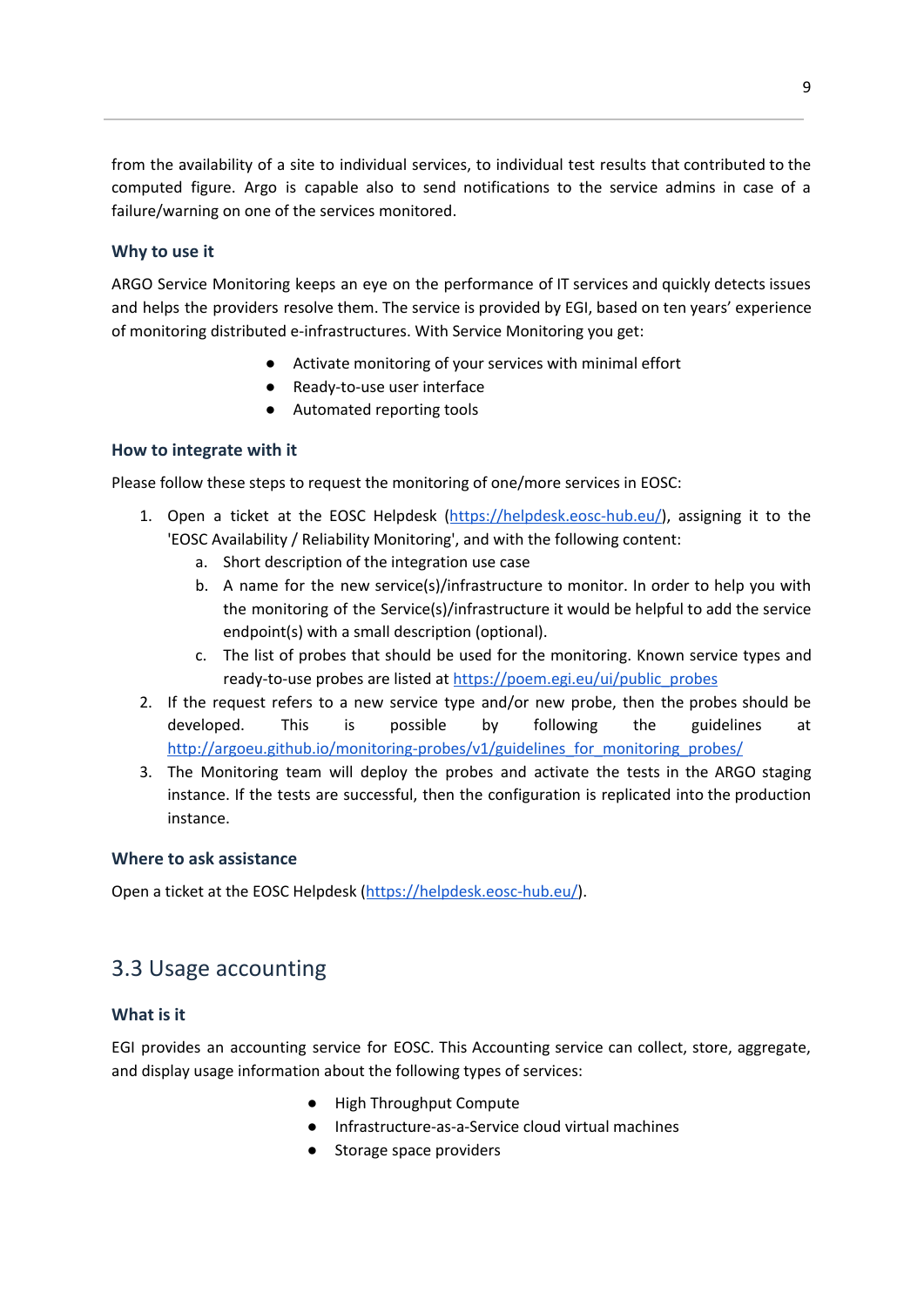from the availability of a site to individual services, to individual test results that contributed to the computed figure. Argo is capable also to send notifications to the service admins in case of a failure/warning on one of the services monitored.

### Why to use it

ARGO Service Monitoring keeps an eye on the performance of IT services and quickly detects issues and helps the providers resolve them. The service is provided by EGI, based on ten years' experience of monitoring distributed e-infrastructures. With Service Monitoring you get:

- Activate monitoring of your services with minimal effort
- Ready-to-use user interface
- Automated reporting tools

### How to integrate with it

Please follow these steps to request the monitoring of one/more services in EOSC:

1. Open a ticket at the EOSC Helpdesk (https://helpdesk.eosc-hub.eu/), assigning it to the 'EOSC Availability / Reliability Monitoring', and with the following content:
    a. Short description of the integration use case
    b. A name for the new service(s)/infrastructure to monitor. In order to help you with the monitoring of the Service(s)/infrastructure it would be helpful to add the service endpoint(s) with a small description (optional).
    c. The list of probes that should be used for the monitoring. Known service types and ready-to-use probes are listed at https://poem.egi.eu/ui/public_probes
2. If the request refers to a new service type and/or new probe, then the probes should be developed. This is possible by following the guidelines at http://argoeu.github.io/monitoring-probes/v1/guidelines_for_monitoring_probes/
3. The Monitoring team will deploy the probes and activate the tests in the ARGO staging instance. If the tests are successful, then the configuration is replicated into the production instance.

### Where to ask assistance

Open a ticket at the EOSC Helpdesk (https://helpdesk.eosc-hub.eu/).

## 3.3 Usage accounting

### What is it

EGI provides an accounting service for EOSC. This Accounting service can collect, store, aggregate, and display usage information about the following types of services:

- High Throughput Compute
- Infrastructure-as-a-Service cloud virtual machines
- Storage space providers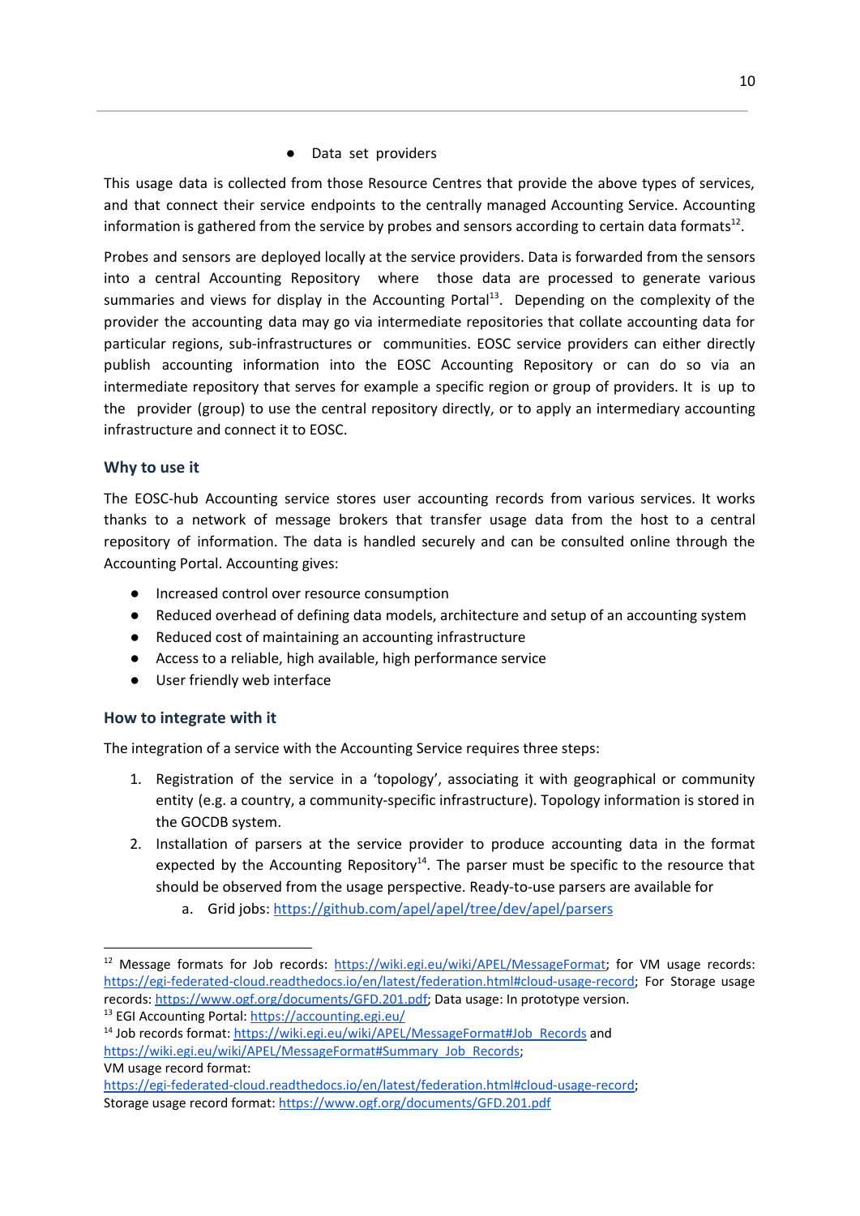- Data set providers

This usage data is collected from those Resource Centres that provide the above types of services, and that connect their service endpoints to the centrally managed Accounting Service. Accounting information is gathered from the service by probes and sensors according to certain data formats[12].

Probes and sensors are deployed locally at the service providers. Data is forwarded from the sensors into a central Accounting Repository where those data are processed to generate various summaries and views for display in the Accounting Portal[13]. Depending on the complexity of the provider the accounting data may go via intermediate repositories that collate accounting data for particular regions, sub-infrastructures or communities. EOSC service providers can either directly publish accounting information into the EOSC Accounting Repository or can do so via an intermediate repository that serves for example a specific region or group of providers. It is up to the provider (group) to use the central repository directly, or to apply an intermediary accounting infrastructure and connect it to EOSC.

### Why to use it

The EOSC-hub Accounting service stores user accounting records from various services. It works thanks to a network of message brokers that transfer usage data from the host to a central repository of information. The data is handled securely and can be consulted online through the Accounting Portal. Accounting gives:

- Increased control over resource consumption
- Reduced overhead of defining data models, architecture and setup of an accounting system
- Reduced cost of maintaining an accounting infrastructure
- Access to a reliable, high available, high performance service
- User friendly web interface

### How to integrate with it

The integration of a service with the Accounting Service requires three steps:

1. Registration of the service in a 'topology', associating it with geographical or community entity (e.g. a country, a community-specific infrastructure). Topology information is stored in the GOCDB system.
2. Installation of parsers at the service provider to produce accounting data in the format expected by the Accounting Repository[14]. The parser must be specific to the resource that should be observed from the usage perspective. Ready-to-use parsers are available for
    a. Grid jobs: https://github.com/apel/apel/tree/dev/apel/parsers

---

[12] Message formats for Job records: https://wiki.egi.eu/wiki/APEL/MessageFormat; for VM usage records: https://egi-federated-cloud.readthedocs.io/en/latest/federation.html#cloud-usage-record; For Storage usage records: https://www.ogf.org/documents/GFD.201.pdf; Data usage: In prototype version.

[13] EGI Accounting Portal: https://accounting.egi.eu/

[14] Job records format: https://wiki.egi.eu/wiki/APEL/MessageFormat#Job_Records and https://wiki.egi.eu/wiki/APEL/MessageFormat#Summary_Job_Records;
VM usage record format:
https://egi-federated-cloud.readthedocs.io/en/latest/federation.html#cloud-usage-record;
Storage usage record format: https://www.ogf.org/documents/GFD.201.pdf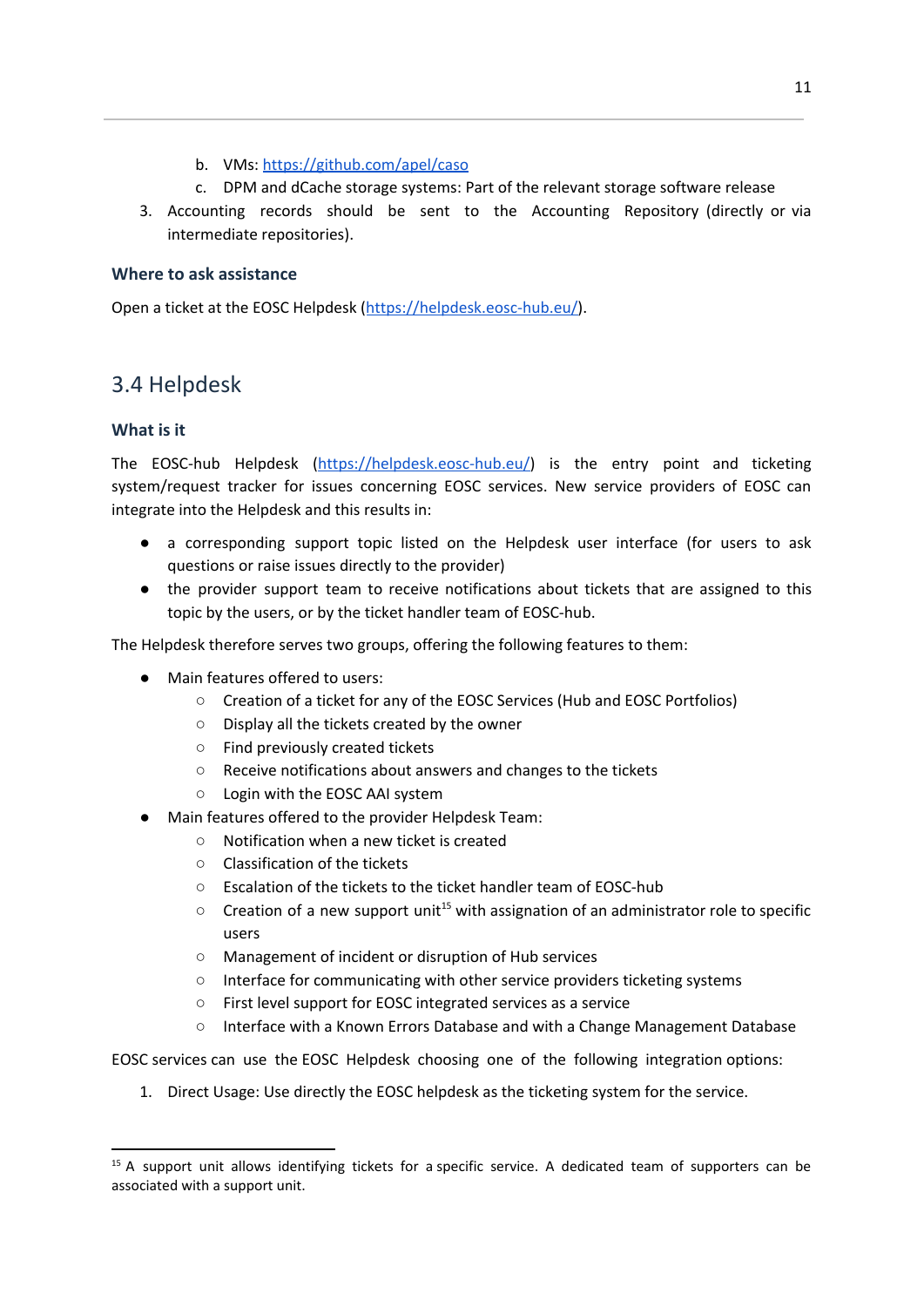b. VMs: https://github.com/apel/caso
   c. DPM and dCache storage systems: Part of the relevant storage software release
3. Accounting records should be sent to the Accounting Repository (directly or via intermediate repositories).

#### Where to ask assistance

Open a ticket at the EOSC Helpdesk (https://helpdesk.eosc-hub.eu/).

## 3.4 Helpdesk

#### What is it

The EOSC-hub Helpdesk (https://helpdesk.eosc-hub.eu/) is the entry point and ticketing system/request tracker for issues concerning EOSC services. New service providers of EOSC can integrate into the Helpdesk and this results in:

- a corresponding support topic listed on the Helpdesk user interface (for users to ask questions or raise issues directly to the provider)
- the provider support team to receive notifications about tickets that are assigned to this topic by the users, or by the ticket handler team of EOSC-hub.

The Helpdesk therefore serves two groups, offering the following features to them:

- Main features offered to users:
  - Creation of a ticket for any of the EOSC Services (Hub and EOSC Portfolios)
  - Display all the tickets created by the owner
  - Find previously created tickets
  - Receive notifications about answers and changes to the tickets
  - Login with the EOSC AAI system
- Main features offered to the provider Helpdesk Team:
  - Notification when a new ticket is created
  - Classification of the tickets
  - Escalation of the tickets to the ticket handler team of EOSC-hub
  - Creation of a new support unit[15] with assignation of an administrator role to specific users
  - Management of incident or disruption of Hub services
  - Interface for communicating with other service providers ticketing systems
  - First level support for EOSC integrated services as a service
  - Interface with a Known Errors Database and with a Change Management Database

EOSC services can use the EOSC Helpdesk choosing one of the following integration options:

1. Direct Usage: Use directly the EOSC helpdesk as the ticketing system for the service.

[15] A support unit allows identifying tickets for a specific service. A dedicated team of supporters can be associated with a support unit.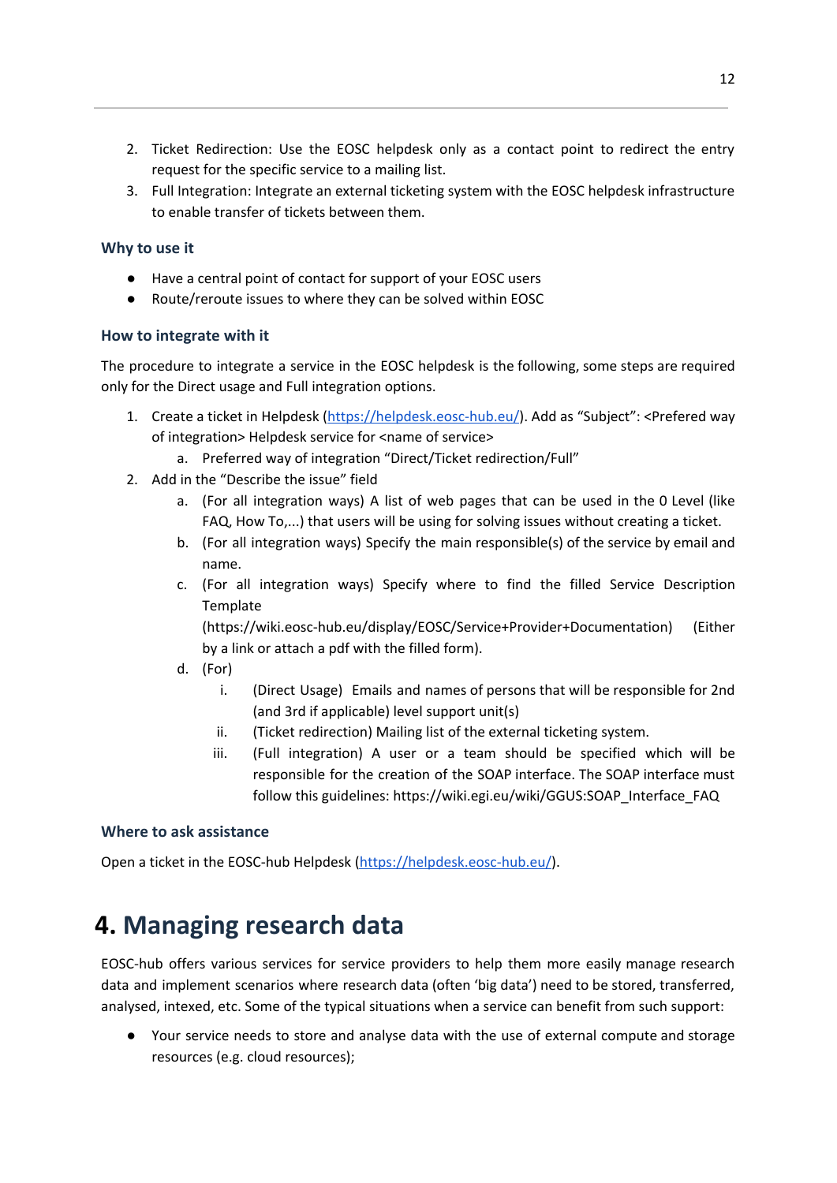2. Ticket Redirection: Use the EOSC helpdesk only as a contact point to redirect the entry request for the specific service to a mailing list.
3. Full Integration: Integrate an external ticketing system with the EOSC helpdesk infrastructure to enable transfer of tickets between them.

### Why to use it

- Have a central point of contact for support of your EOSC users
- Route/reroute issues to where they can be solved within EOSC

### How to integrate with it

The procedure to integrate a service in the EOSC helpdesk is the following, some steps are required only for the Direct usage and Full integration options.

1. Create a ticket in Helpdesk ([https://helpdesk.eosc-hub.eu/](https://helpdesk.eosc-hub.eu/)). Add as "Subject": <Prefered way of integration> Helpdesk service for <name of service>
    a. Preferred way of integration "Direct/Ticket redirection/Full"
2. Add in the "Describe the issue" field
    a. (For all integration ways) A list of web pages that can be used in the 0 Level (like FAQ, How To,...) that users will be using for solving issues without creating a ticket.
    b. (For all integration ways) Specify the main responsible(s) of the service by email and name.
    c. (For all integration ways) Specify where to find the filled Service Description Template (https://wiki.eosc-hub.eu/display/EOSC/Service+Provider+Documentation) (Either by a link or attach a pdf with the filled form).
    d. (For)
        i. (Direct Usage) Emails and names of persons that will be responsible for 2nd (and 3rd if applicable) level support unit(s)
        ii. (Ticket redirection) Mailing list of the external ticketing system.
        iii. (Full integration) A user or a team should be specified which will be responsible for the creation of the SOAP interface. The SOAP interface must follow this guidelines: https://wiki.egi.eu/wiki/GGUS:SOAP_Interface_FAQ

### Where to ask assistance

Open a ticket in the EOSC-hub Helpdesk ([https://helpdesk.eosc-hub.eu/](https://helpdesk.eosc-hub.eu/)).

# 4. Managing research data

EOSC-hub offers various services for service providers to help them more easily manage research data and implement scenarios where research data (often 'big data') need to be stored, transferred, analysed, intexed, etc. Some of the typical situations when a service can benefit from such support:

- Your service needs to store and analyse data with the use of external compute and storage resources (e.g. cloud resources);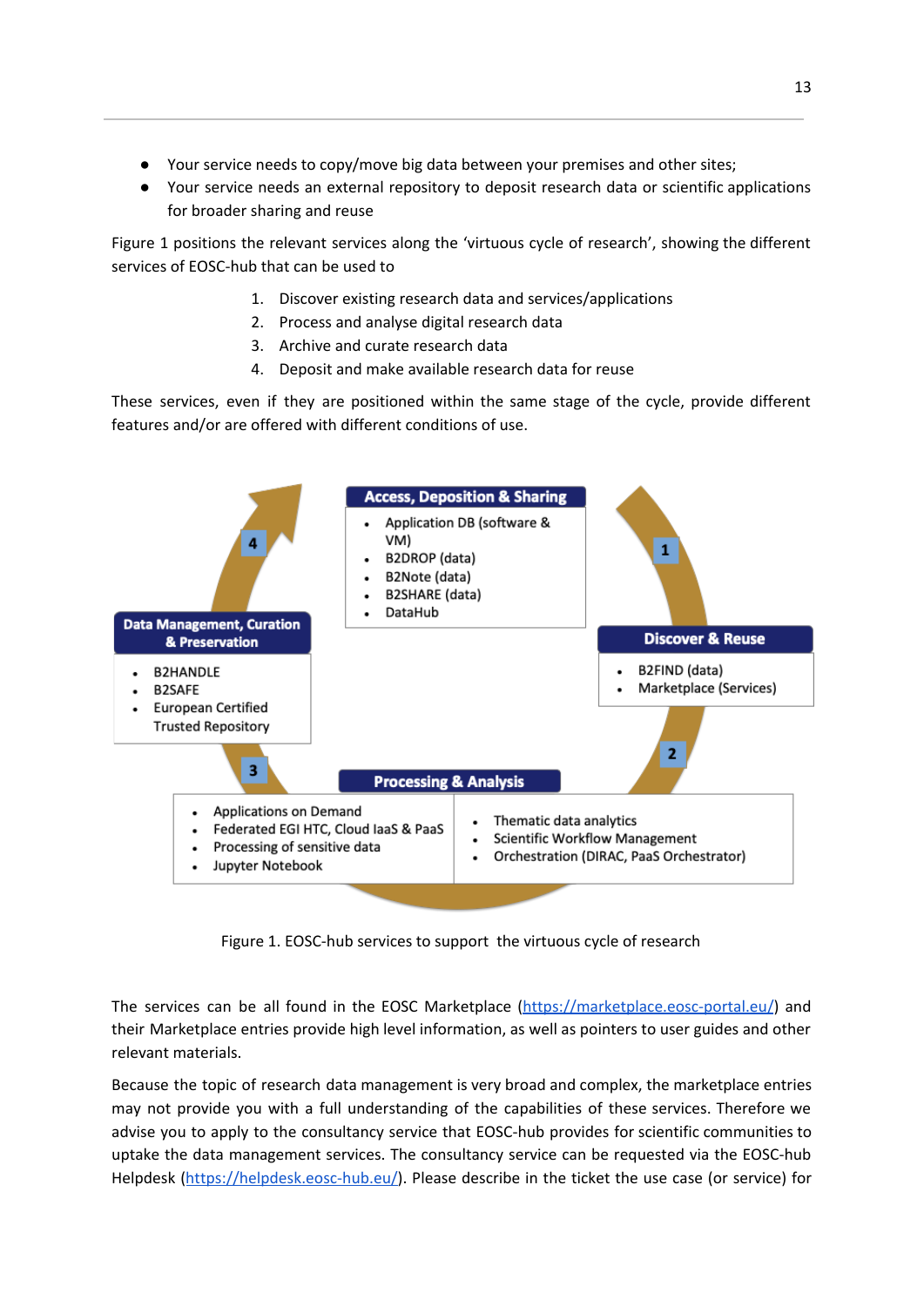- Your service needs to copy/move big data between your premises and other sites;
- Your service needs an external repository to deposit research data or scientific applications for broader sharing and reuse

Figure 1 positions the relevant services along the 'virtuous cycle of research', showing the different services of EOSC-hub that can be used to

1. Discover existing research data and services/applications
2. Process and analyse digital research data
3. Archive and curate research data
4. Deposit and make available research data for reuse

These services, even if they are positioned within the same stage of the cycle, provide different features and/or are offered with different conditions of use.

**Access, Deposition & Sharing**

- Application DB (software & VM)
- B2DROP (data)
- B2Note (data)
- B2SHARE (data)
- DataHub

**1**

**Discover & Reuse**

- B2FIND (data)
- Marketplace (Services)

**2**

**Processing & Analysis**

- Applications on Demand
- Federated EGI HTC, Cloud IaaS & PaaS
- Processing of sensitive data
- Jupyter Notebook
- Thematic data analytics
- Scientific Workflow Management
- Orchestration (DIRAC, PaaS Orchestrator)

**3**

**Data Management, Curation & Preservation**

- B2HANDLE
- B2SAFE
- European Certified Trusted Repository

**4**

Figure 1. EOSC-hub services to support the virtuous cycle of research

The services can be all found in the EOSC Marketplace ([https://marketplace.eosc-portal.eu/](https://marketplace.eosc-portal.eu/)) and their Marketplace entries provide high level information, as well as pointers to user guides and other relevant materials.

Because the topic of research data management is very broad and complex, the marketplace entries may not provide you with a full understanding of the capabilities of these services. Therefore we advise you to apply to the consultancy service that EOSC-hub provides for scientific communities to uptake the data management services. The consultancy service can be requested via the EOSC-hub Helpdesk ([https://helpdesk.eosc-hub.eu/](https://helpdesk.eosc-hub.eu/)). Please describe in the ticket the use case (or service) for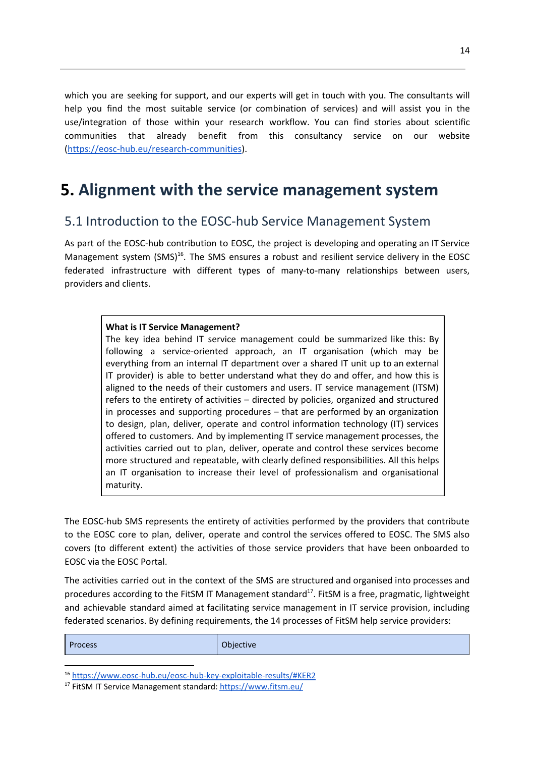which you are seeking for support, and our experts will get in touch with you. The consultants will help you find the most suitable service (or combination of services) and will assist you in the use/integration of those within your research workflow. You can find stories about scientific communities that already benefit from this consultancy service on our website (https://eosc-hub.eu/research-communities).

# 5. Alignment with the service management system

## 5.1 Introduction to the EOSC-hub Service Management System

As part of the EOSC-hub contribution to EOSC, the project is developing and operating an IT Service Management system (SMS)[16]. The SMS ensures a robust and resilient service delivery in the EOSC federated infrastructure with different types of many-to-many relationships between users, providers and clients.

> **What is IT Service Management?**
> The key idea behind IT service management could be summarized like this: By following a service-oriented approach, an IT organisation (which may be everything from an internal IT department over a shared IT unit up to an external IT provider) is able to better understand what they do and offer, and how this is aligned to the needs of their customers and users. IT service management (ITSM) refers to the entirety of activities – directed by policies, organized and structured in processes and supporting procedures – that are performed by an organization to design, plan, deliver, operate and control information technology (IT) services offered to customers. And by implementing IT service management processes, the activities carried out to plan, deliver, operate and control these services become more structured and repeatable, with clearly defined responsibilities. All this helps an IT organisation to increase their level of professionalism and organisational maturity.

The EOSC-hub SMS represents the entirety of activities performed by the providers that contribute to the EOSC core to plan, deliver, operate and control the services offered to EOSC. The SMS also covers (to different extent) the activities of those service providers that have been onboarded to EOSC via the EOSC Portal.

The activities carried out in the context of the SMS are structured and organised into processes and procedures according to the FitSM IT Management standard[17]. FitSM is a free, pragmatic, lightweight and achievable standard aimed at facilitating service management in IT service provision, including federated scenarios. By defining requirements, the 14 processes of FitSM help service providers:

| Process | Objective |
| --- | --- |

[16] https://www.eosc-hub.eu/eosc-hub-key-exploitable-results/#KER2

[17] FitSM IT Service Management standard: https://www.fitsm.eu/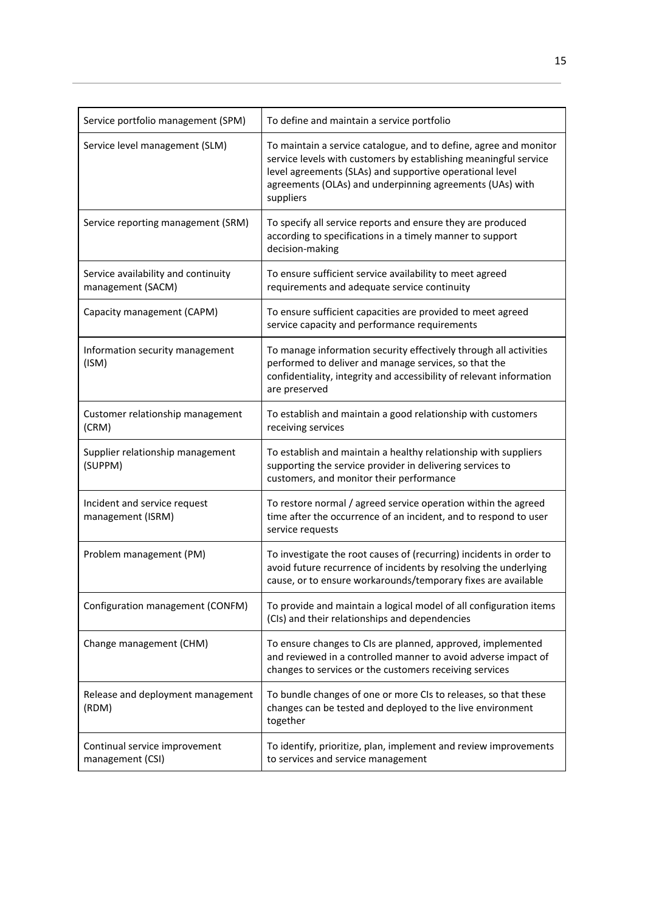| Service portfolio management (SPM) | To define and maintain a service portfolio |
| --- | --- |
| Service level management (SLM) | To maintain a service catalogue, and to define, agree and monitor service levels with customers by establishing meaningful service level agreements (SLAs) and supportive operational level agreements (OLAs) and underpinning agreements (UAs) with suppliers |
| Service reporting management (SRM) | To specify all service reports and ensure they are produced according to specifications in a timely manner to support decision-making |
| Service availability and continuity management (SACM) | To ensure sufficient service availability to meet agreed requirements and adequate service continuity |
| Capacity management (CAPM) | To ensure sufficient capacities are provided to meet agreed service capacity and performance requirements |
| Information security management (ISM) | To manage information security effectively through all activities performed to deliver and manage services, so that the confidentiality, integrity and accessibility of relevant information are preserved |
| Customer relationship management (CRM) | To establish and maintain a good relationship with customers receiving services |
| Supplier relationship management (SUPPM) | To establish and maintain a healthy relationship with suppliers supporting the service provider in delivering services to customers, and monitor their performance |
| Incident and service request management (ISRM) | To restore normal / agreed service operation within the agreed time after the occurrence of an incident, and to respond to user service requests |
| Problem management (PM) | To investigate the root causes of (recurring) incidents in order to avoid future recurrence of incidents by resolving the underlying cause, or to ensure workarounds/temporary fixes are available |
| Configuration management (CONFM) | To provide and maintain a logical model of all configuration items (CIs) and their relationships and dependencies |
| Change management (CHM) | To ensure changes to CIs are planned, approved, implemented and reviewed in a controlled manner to avoid adverse impact of changes to services or the customers receiving services |
| Release and deployment management (RDM) | To bundle changes of one or more CIs to releases, so that these changes can be tested and deployed to the live environment together |
| Continual service improvement management (CSI) | To identify, prioritize, plan, implement and review improvements to services and service management |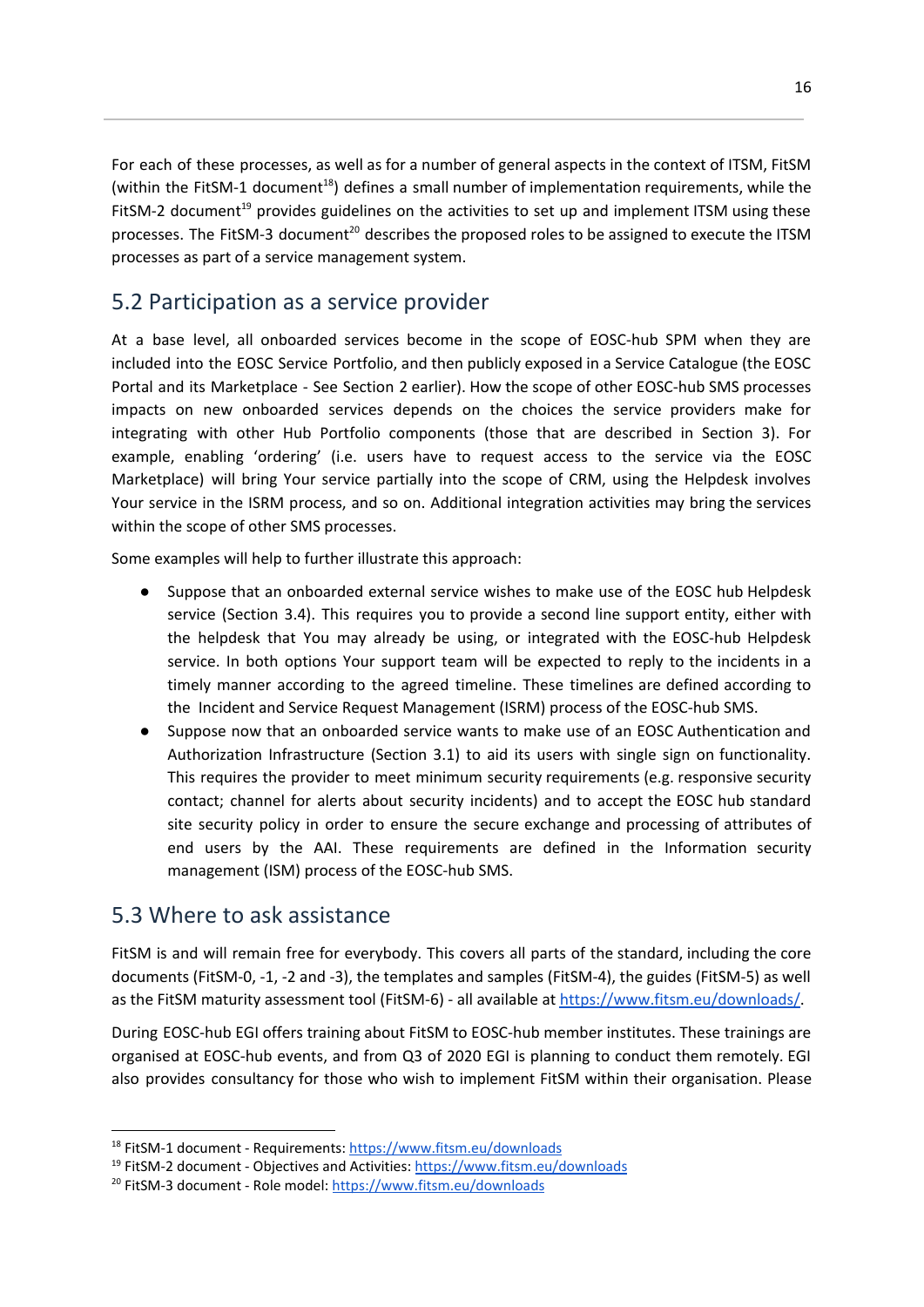For each of these processes, as well as for a number of general aspects in the context of ITSM, FitSM (within the FitSM-1 document[18]) defines a small number of implementation requirements, while the FitSM-2 document[19] provides guidelines on the activities to set up and implement ITSM using these processes. The FitSM-3 document[20] describes the proposed roles to be assigned to execute the ITSM processes as part of a service management system.

## 5.2 Participation as a service provider

At a base level, all onboarded services become in the scope of EOSC-hub SPM when they are included into the EOSC Service Portfolio, and then publicly exposed in a Service Catalogue (the EOSC Portal and its Marketplace - See Section 2 earlier). How the scope of other EOSC-hub SMS processes impacts on new onboarded services depends on the choices the service providers make for integrating with other Hub Portfolio components (those that are described in Section 3). For example, enabling 'ordering' (i.e. users have to request access to the service via the EOSC Marketplace) will bring Your service partially into the scope of CRM, using the Helpdesk involves Your service in the ISRM process, and so on. Additional integration activities may bring the services within the scope of other SMS processes.

Some examples will help to further illustrate this approach:

- Suppose that an onboarded external service wishes to make use of the EOSC hub Helpdesk service (Section 3.4). This requires you to provide a second line support entity, either with the helpdesk that You may already be using, or integrated with the EOSC-hub Helpdesk service. In both options Your support team will be expected to reply to the incidents in a timely manner according to the agreed timeline. These timelines are defined according to the Incident and Service Request Management (ISRM) process of the EOSC-hub SMS.
- Suppose now that an onboarded service wants to make use of an EOSC Authentication and Authorization Infrastructure (Section 3.1) to aid its users with single sign on functionality. This requires the provider to meet minimum security requirements (e.g. responsive security contact; channel for alerts about security incidents) and to accept the EOSC hub standard site security policy in order to ensure the secure exchange and processing of attributes of end users by the AAI. These requirements are defined in the Information security management (ISM) process of the EOSC-hub SMS.

## 5.3 Where to ask assistance

FitSM is and will remain free for everybody. This covers all parts of the standard, including the core documents (FitSM-0, -1, -2 and -3), the templates and samples (FitSM-4), the guides (FitSM-5) as well as the FitSM maturity assessment tool (FitSM-6) - all available at https://www.fitsm.eu/downloads/.

During EOSC-hub EGI offers training about FitSM to EOSC-hub member institutes. These trainings are organised at EOSC-hub events, and from Q3 of 2020 EGI is planning to conduct them remotely. EGI also provides consultancy for those who wish to implement FitSM within their organisation. Please

[18] FitSM-1 document - Requirements: https://www.fitsm.eu/downloads

[19] FitSM-2 document - Objectives and Activities: https://www.fitsm.eu/downloads

[20] FitSM-3 document - Role model: https://www.fitsm.eu/downloads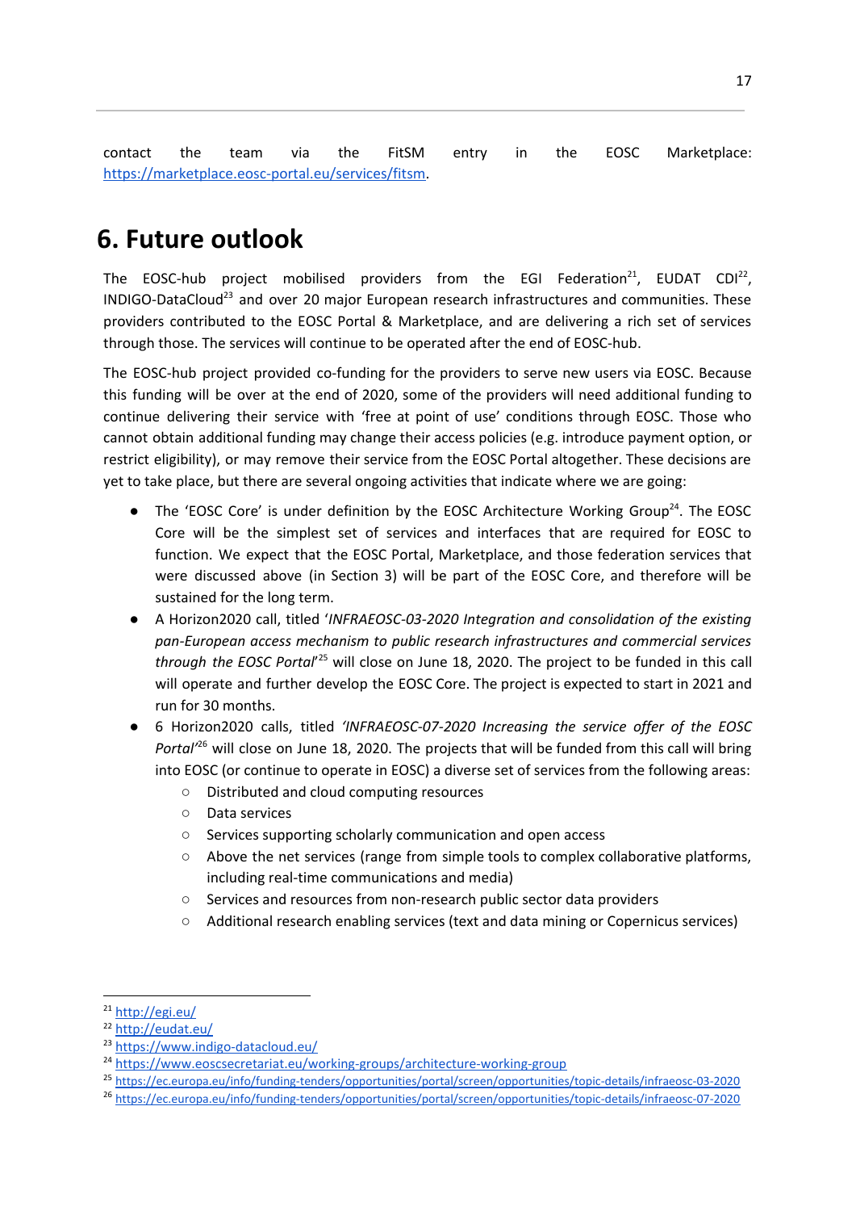contact the team via the FitSM entry in the EOSC Marketplace: https://marketplace.eosc-portal.eu/services/fitsm.

# 6. Future outlook

The EOSC-hub project mobilised providers from the EGI Federation[21], EUDAT CDI[22], INDIGO-DataCloud[23] and over 20 major European research infrastructures and communities. These providers contributed to the EOSC Portal & Marketplace, and are delivering a rich set of services through those. The services will continue to be operated after the end of EOSC-hub.

The EOSC-hub project provided co-funding for the providers to serve new users via EOSC. Because this funding will be over at the end of 2020, some of the providers will need additional funding to continue delivering their service with 'free at point of use' conditions through EOSC. Those who cannot obtain additional funding may change their access policies (e.g. introduce payment option, or restrict eligibility), or may remove their service from the EOSC Portal altogether. These decisions are yet to take place, but there are several ongoing activities that indicate where we are going:

- The 'EOSC Core' is under definition by the EOSC Architecture Working Group[24]. The EOSC Core will be the simplest set of services and interfaces that are required for EOSC to function. We expect that the EOSC Portal, Marketplace, and those federation services that were discussed above (in Section 3) will be part of the EOSC Core, and therefore will be sustained for the long term.
- A Horizon2020 call, titled '*INFRAEOSC-03-2020 Integration and consolidation of the existing pan-European access mechanism to public research infrastructures and commercial services through the EOSC Portal*'[25] will close on June 18, 2020. The project to be funded in this call will operate and further develop the EOSC Core. The project is expected to start in 2021 and run for 30 months.
- 6 Horizon2020 calls, titled *'INFRAEOSC-07-2020 Increasing the service offer of the EOSC Portal'*[26] will close on June 18, 2020. The projects that will be funded from this call will bring into EOSC (or continue to operate in EOSC) a diverse set of services from the following areas:
    - Distributed and cloud computing resources
    - Data services
    - Services supporting scholarly communication and open access
    - Above the net services (range from simple tools to complex collaborative platforms, including real-time communications and media)
    - Services and resources from non-research public sector data providers
    - Additional research enabling services (text and data mining or Copernicus services)

---

[21] http://egi.eu/

[22] http://eudat.eu/

[23] https://www.indigo-datacloud.eu/

[24] https://www.eoscsecretariat.eu/working-groups/architecture-working-group

[25] https://ec.europa.eu/info/funding-tenders/opportunities/portal/screen/opportunities/topic-details/infraeosc-03-2020

[26] https://ec.europa.eu/info/funding-tenders/opportunities/portal/screen/opportunities/topic-details/infraeosc-07-2020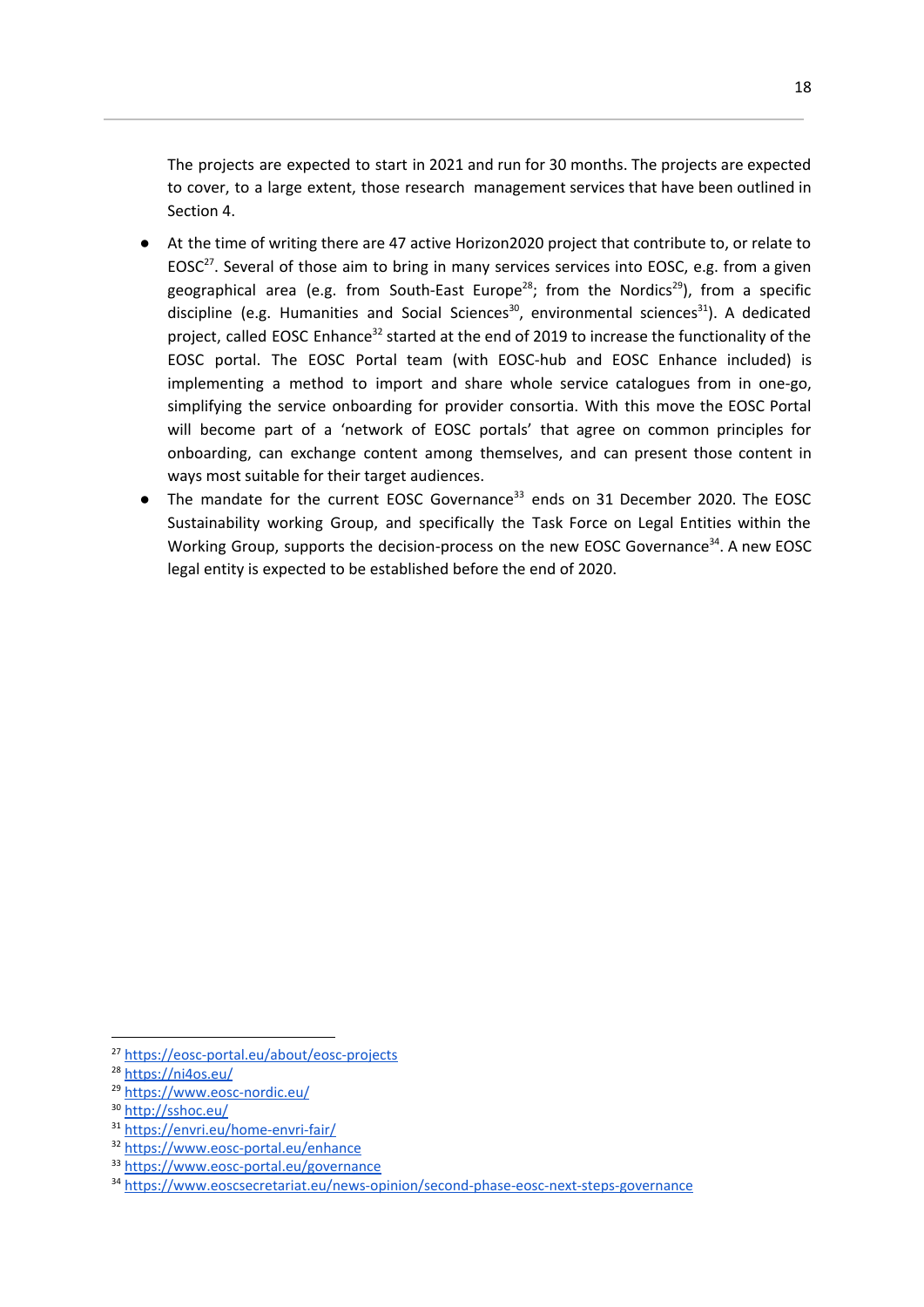The projects are expected to start in 2021 and run for 30 months. The projects are expected to cover, to a large extent, those research  management services that have been outlined in Section 4.

- At the time of writing there are 47 active Horizon2020 project that contribute to, or relate to EOSC[27]. Several of those aim to bring in many services services into EOSC, e.g. from a given geographical area (e.g. from South-East Europe[28]; from the Nordics[29]), from a specific discipline (e.g. Humanities and Social Sciences[30], environmental sciences[31]). A dedicated project, called EOSC Enhance[32] started at the end of 2019 to increase the functionality of the EOSC portal. The EOSC Portal team (with EOSC-hub and EOSC Enhance included) is implementing a method to import and share whole service catalogues from in one-go, simplifying the service onboarding for provider consortia. With this move the EOSC Portal will become part of a 'network of EOSC portals' that agree on common principles for onboarding, can exchange content among themselves, and can present those content in ways most suitable for their target audiences.
- The mandate for the current EOSC Governance[33] ends on 31 December 2020. The EOSC Sustainability working Group, and specifically the Task Force on Legal Entities within the Working Group, supports the decision-process on the new EOSC Governance[34]. A new EOSC legal entity is expected to be established before the end of 2020.

---

[27] https://eosc-portal.eu/about/eosc-projects

[28] https://ni4os.eu/

[29] https://www.eosc-nordic.eu/

[30] http://sshoc.eu/

[31] https://envri.eu/home-envri-fair/

[32] https://www.eosc-portal.eu/enhance

[33] https://www.eosc-portal.eu/governance

[34] https://www.eoscsecretariat.eu/news-opinion/second-phase-eosc-next-steps-governance